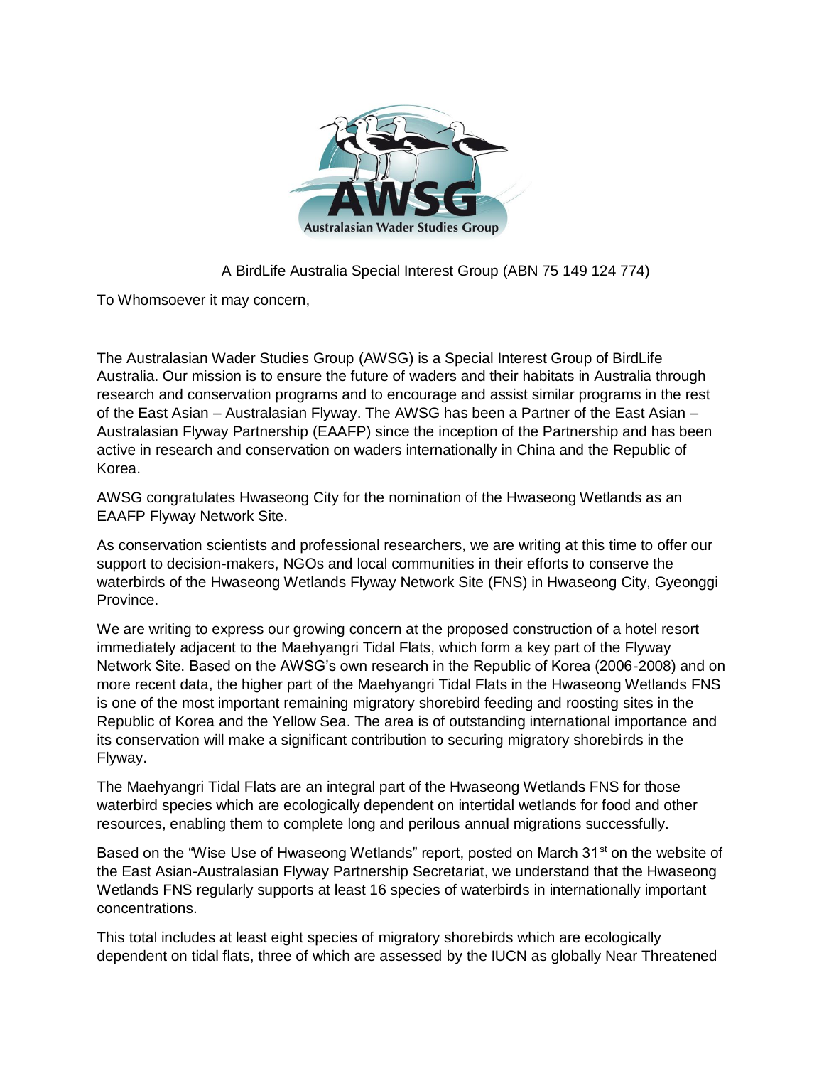Australasian Wader Studies Group

A BirdLife Australia Special Interest Group (ABN 75 149 124 774)

To Whomsoever it may concern,

The Australasian Wader Studies Group (AWSG) is a Special Interest Group of BirdLife Australia. Our mission is to ensure the future of waders and their habitats in Australia through research and conservation programs and to encourage and assist similar programs in the rest of the East Asian – Australasian Flyway. The AWSG has been a Partner of the East Asian – Australasian Flyway Partnership (EAAFP) since the inception of the Partnership and has been active in research and conservation on waders internationally in China and the Republic of Korea.

AWSG congratulates Hwaseong City for the nomination of the Hwaseong Wetlands as an EAAFP Flyway Network Site.

As conservation scientists and professional researchers, we are writing at this time to offer our support to decision-makers, NGOs and local communities in their efforts to conserve the waterbirds of the Hwaseong Wetlands Flyway Network Site (FNS) in Hwaseong City, Gyeonggi Province.

We are writing to express our growing concern at the proposed construction of a hotel resort immediately adjacent to the Maehyangri Tidal Flats, which form a key part of the Flyway Network Site. Based on the AWSG's own research in the Republic of Korea (2006-2008) and on more recent data, the higher part of the Maehyangri Tidal Flats in the Hwaseong Wetlands FNS is one of the most important remaining migratory shorebird feeding and roosting sites in the Republic of Korea and the Yellow Sea. The area is of outstanding international importance and its conservation will make a significant contribution to securing migratory shorebirds in the Flyway.

The Maehyangri Tidal Flats are an integral part of the Hwaseong Wetlands FNS for those waterbird species which are ecologically dependent on intertidal wetlands for food and other resources, enabling them to complete long and perilous annual migrations successfully.

Based on the "Wise Use of Hwaseong Wetlands" report, posted on March 31st on the website of the East Asian-Australasian Flyway Partnership Secretariat, we understand that the Hwaseong Wetlands FNS regularly supports at least 16 species of waterbirds in internationally important concentrations.

This total includes at least eight species of migratory shorebirds which are ecologically dependent on tidal flats, three of which are assessed by the IUCN as globally Near Threatened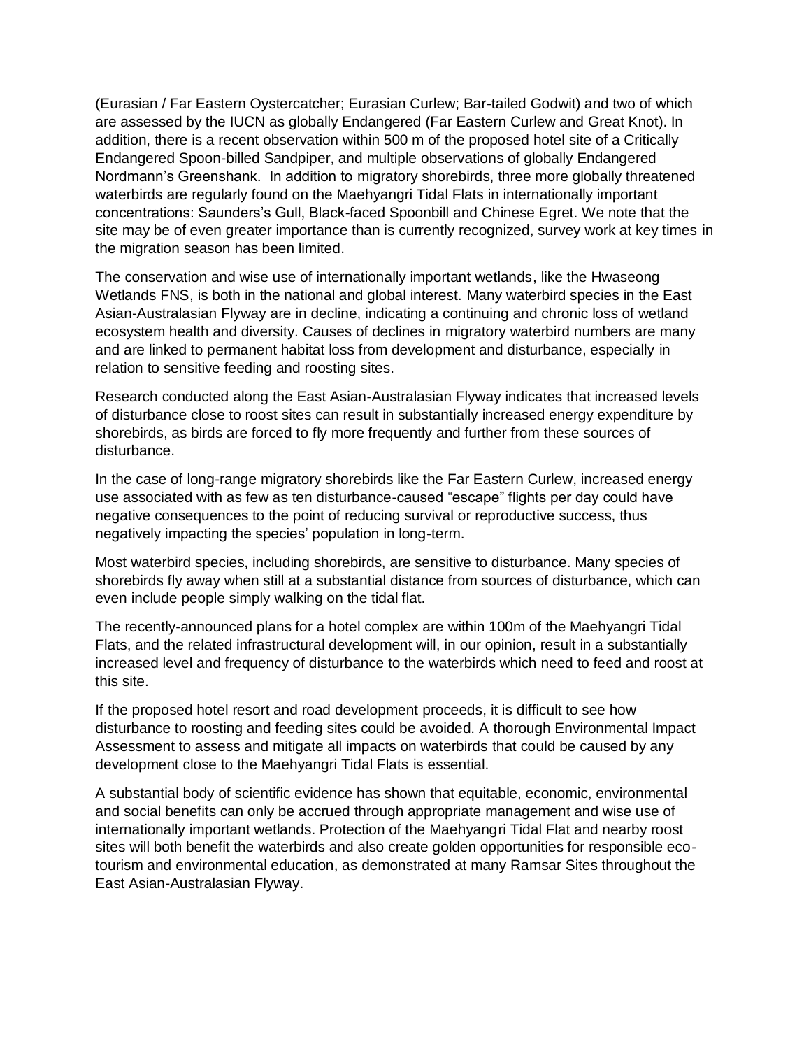(Eurasian / Far Eastern Oystercatcher; Eurasian Curlew; Bar-tailed Godwit) and two of which are assessed by the IUCN as globally Endangered (Far Eastern Curlew and Great Knot). In addition, there is a recent observation within 500 m of the proposed hotel site of a Critically Endangered Spoon-billed Sandpiper, and multiple observations of globally Endangered Nordmann's Greenshank. In addition to migratory shorebirds, three more globally threatened waterbirds are regularly found on the Maehyangri Tidal Flats in internationally important concentrations: Saunders's Gull, Black-faced Spoonbill and Chinese Egret. We note that the site may be of even greater importance than is currently recognized, survey work at key times in the migration season has been limited.

The conservation and wise use of internationally important wetlands, like the Hwaseong Wetlands FNS, is both in the national and global interest. Many waterbird species in the East Asian-Australasian Flyway are in decline, indicating a continuing and chronic loss of wetland ecosystem health and diversity. Causes of declines in migratory waterbird numbers are many and are linked to permanent habitat loss from development and disturbance, especially in relation to sensitive feeding and roosting sites.

Research conducted along the East Asian-Australasian Flyway indicates that increased levels of disturbance close to roost sites can result in substantially increased energy expenditure by shorebirds, as birds are forced to fly more frequently and further from these sources of disturbance.

In the case of long-range migratory shorebirds like the Far Eastern Curlew, increased energy use associated with as few as ten disturbance-caused "escape" flights per day could have negative consequences to the point of reducing survival or reproductive success, thus negatively impacting the species' population in long-term.

Most waterbird species, including shorebirds, are sensitive to disturbance. Many species of shorebirds fly away when still at a substantial distance from sources of disturbance, which can even include people simply walking on the tidal flat.

The recently-announced plans for a hotel complex are within 100m of the Maehyangri Tidal Flats, and the related infrastructural development will, in our opinion, result in a substantially increased level and frequency of disturbance to the waterbirds which need to feed and roost at this site.

If the proposed hotel resort and road development proceeds, it is difficult to see how disturbance to roosting and feeding sites could be avoided. A thorough Environmental Impact Assessment to assess and mitigate all impacts on waterbirds that could be caused by any development close to the Maehyangri Tidal Flats is essential.

A substantial body of scientific evidence has shown that equitable, economic, environmental and social benefits can only be accrued through appropriate management and wise use of internationally important wetlands. Protection of the Maehyangri Tidal Flat and nearby roost sites will both benefit the waterbirds and also create golden opportunities for responsible eco-tourism and environmental education, as demonstrated at many Ramsar Sites throughout the East Asian-Australasian Flyway.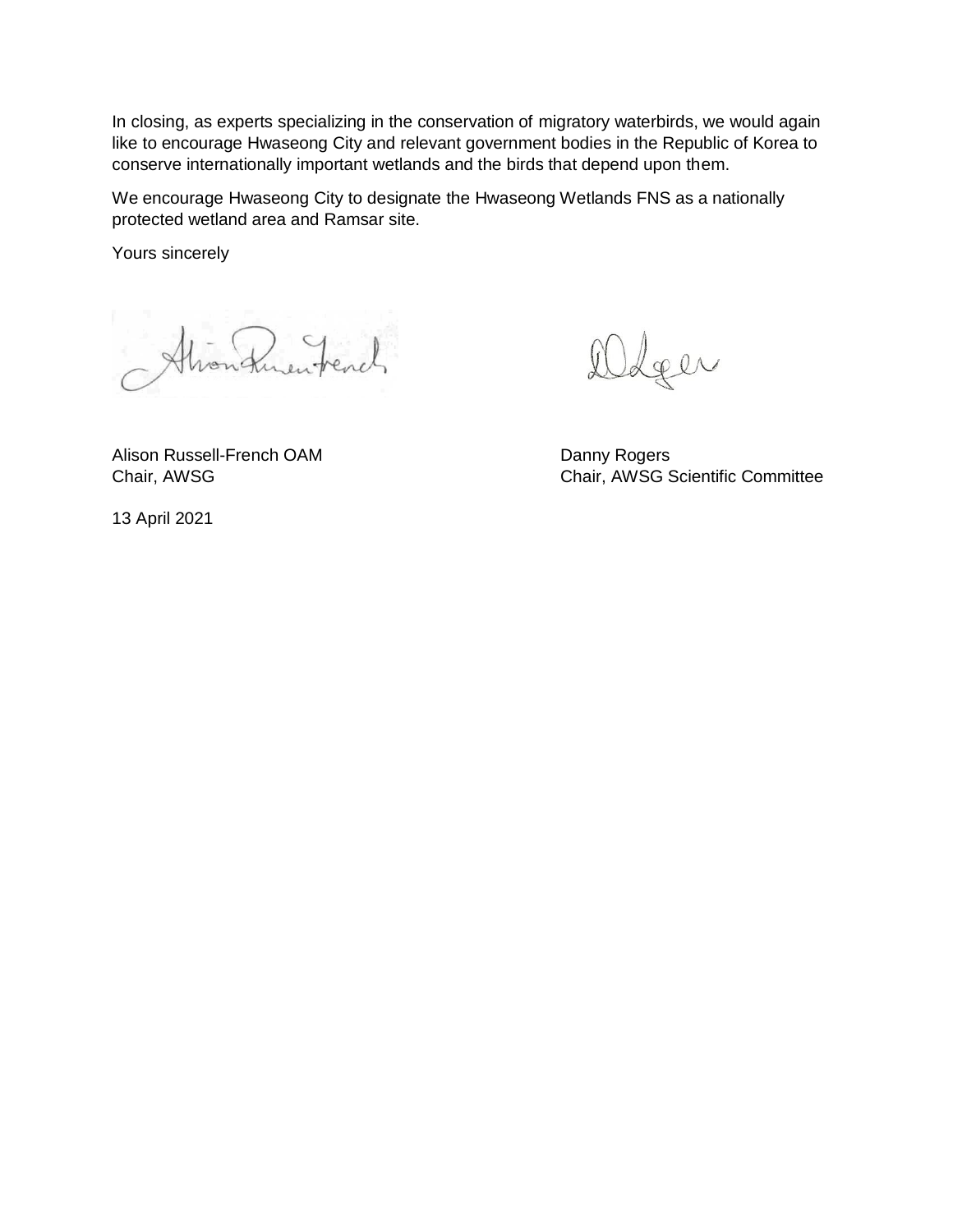In closing, as experts specializing in the conservation of migratory waterbirds, we would again like to encourage Hwaseong City and relevant government bodies in the Republic of Korea to conserve internationally important wetlands and the birds that depend upon them.

We encourage Hwaseong City to designate the Hwaseong Wetlands FNS as a nationally protected wetland area and Ramsar site.

Yours sincerely

Alison Russell-French OAM
Chair, AWSG

Danny Rogers
Chair, AWSG Scientific Committee

13 April 2021